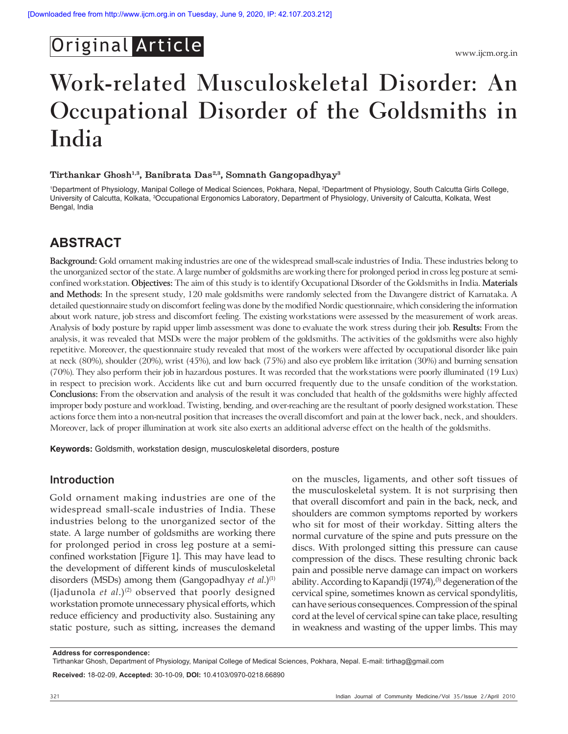Original Article

# Work-related Musculoskeletal Disorder: An Occupational Disorder of the Goldsmiths in India

**Tirthankar Ghosh[1,3], Banibrata Das[2,3], Somnath Gangopadhyay[3]**

[1]Department of Physiology, Manipal College of Medical Sciences, Pokhara, Nepal, [2]Department of Physiology, South Calcutta Girls College, University of Calcutta, Kolkata, [3]Occupational Ergonomics Laboratory, Department of Physiology, University of Calcutta, Kolkata, West Bengal, India

## ABSTRACT

**Background:** Gold ornament making industries are one of the widespread small-scale industries of India. These industries belong to the unorganized sector of the state. A large number of goldsmiths are working there for prolonged period in cross leg posture at semi-confined workstation. **Objectives:** The aim of this study is to identify Occupational Disorder of the Goldsmiths in India. **Materials and Methods:** In the spresent study, 120 male goldsmiths were randomly selected from the Davangere district of Karnataka. A detailed questionnaire study on discomfort feeling was done by the modified Nordic questionnaire, which considering the information about work nature, job stress and discomfort feeling. The existing workstations were assessed by the measurement of work areas. Analysis of body posture by rapid upper limb assessment was done to evaluate the work stress during their job. **Results:** From the analysis, it was revealed that MSDs were the major problem of the goldsmiths. The activities of the goldsmiths were also highly repetitive. Moreover, the questionnaire study revealed that most of the workers were affected by occupational disorder like pain at neck (80%), shoulder (20%), wrist (45%), and low back (75%) and also eye problem like irritation (30%) and burning sensation (70%). They also perform their job in hazardous postures. It was recorded that the workstations were poorly illuminated (19 Lux) in respect to precision work. Accidents like cut and burn occurred frequently due to the unsafe condition of the workstation. **Conclusions:** From the observation and analysis of the result it was concluded that health of the goldsmiths were highly affected improper body posture and workload. Twisting, bending, and over-reaching are the resultant of poorly designed workstation. These actions force them into a non-neutral position that increases the overall discomfort and pain at the lower back, neck, and shoulders. Moreover, lack of proper illumination at work site also exerts an additional adverse effect on the health of the goldsmiths.

**Keywords:** Goldsmith, workstation design, musculoskeletal disorders, posture

## Introduction

Gold ornament making industries are one of the widespread small-scale industries of India. These industries belong to the unorganized sector of the state. A large number of goldsmiths are working there for prolonged period in cross leg posture at a semi-confined workstation [Figure 1]. This may have lead to the development of different kinds of musculoskeletal disorders (MSDs) among them (Gangopadhyay *et al.*)[1] (Ijadunola *et al.*)[2] observed that poorly designed workstation promote unnecessary physical efforts, which reduce efficiency and productivity also. Sustaining any static posture, such as sitting, increases the demand on the muscles, ligaments, and other soft tissues of the musculoskeletal system. It is not surprising then that overall discomfort and pain in the back, neck, and shoulders are common symptoms reported by workers who sit for most of their workday. Sitting alters the normal curvature of the spine and puts pressure on the discs. With prolonged sitting this pressure can cause compression of the discs. These resulting chronic back pain and possible nerve damage can impact on workers ability. According to Kapandji (1974),[3] degeneration of the cervical spine, sometimes known as cervical spondylitis, can have serious consequences. Compression of the spinal cord at the level of cervical spine can take place, resulting in weakness and wasting of the upper limbs. This may

**Address for correspondence:**
Tirthankar Ghosh, Department of Physiology, Manipal College of Medical Sciences, Pokhara, Nepal. E-mail: tirthag@gmail.com

**Received:** 18-02-09, **Accepted:** 30-10-09, **DOI:** 10.4103/0970-0218.66890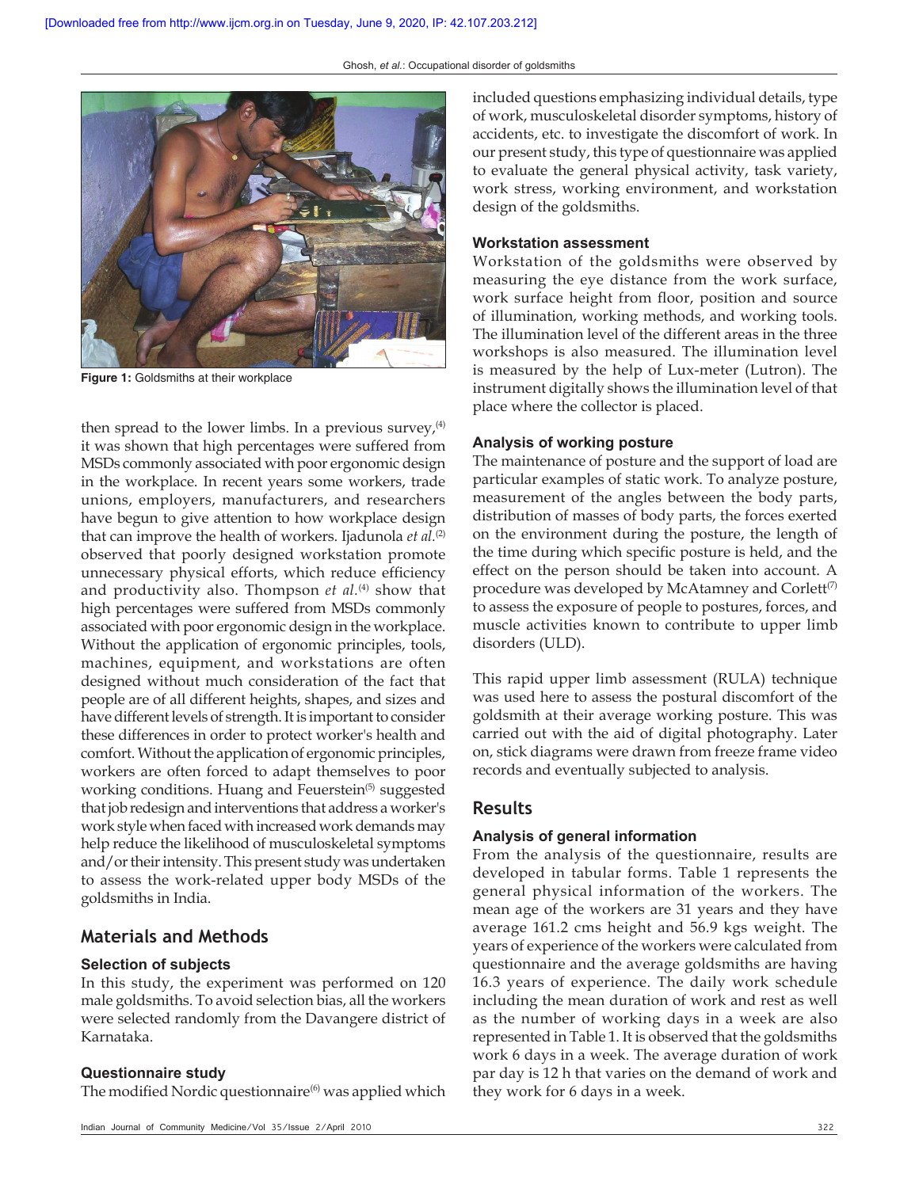Figure 1: Goldsmiths at their workplace

then spread to the lower limbs. In a previous survey,[4] it was shown that high percentages were suffered from MSDs commonly associated with poor ergonomic design in the workplace. In recent years some workers, trade unions, employers, manufacturers, and researchers have begun to give attention to how workplace design that can improve the health of workers. Ijadunola *et al.*[2] observed that poorly designed workstation promote unnecessary physical efforts, which reduce efficiency and productivity also. Thompson *et al.*[4] show that high percentages were suffered from MSDs commonly associated with poor ergonomic design in the workplace. Without the application of ergonomic principles, tools, machines, equipment, and workstations are often designed without much consideration of the fact that people are of all different heights, shapes, and sizes and have different levels of strength. It is important to consider these differences in order to protect worker's health and comfort. Without the application of ergonomic principles, workers are often forced to adapt themselves to poor working conditions. Huang and Feuerstein[5] suggested that job redesign and interventions that address a worker's work style when faced with increased work demands may help reduce the likelihood of musculoskeletal symptoms and/or their intensity. This present study was undertaken to assess the work-related upper body MSDs of the goldsmiths in India.

## Materials and Methods

### Selection of subjects

In this study, the experiment was performed on 120 male goldsmiths. To avoid selection bias, all the workers were selected randomly from the Davangere district of Karnataka.

### Questionnaire study

The modified Nordic questionnaire[6] was applied which included questions emphasizing individual details, type of work, musculoskeletal disorder symptoms, history of accidents, etc. to investigate the discomfort of work. In our present study, this type of questionnaire was applied to evaluate the general physical activity, task variety, work stress, working environment, and workstation design of the goldsmiths.

### Workstation assessment

Workstation of the goldsmiths were observed by measuring the eye distance from the work surface, work surface height from floor, position and source of illumination, working methods, and working tools. The illumination level of the different areas in the three workshops is also measured. The illumination level is measured by the help of Lux-meter (Lutron). The instrument digitally shows the illumination level of that place where the collector is placed.

### Analysis of working posture

The maintenance of posture and the support of load are particular examples of static work. To analyze posture, measurement of the angles between the body parts, distribution of masses of body parts, the forces exerted on the environment during the posture, the length of the time during which specific posture is held, and the effect on the person should be taken into account. A procedure was developed by McAtamney and Corlett[7] to assess the exposure of people to postures, forces, and muscle activities known to contribute to upper limb disorders (ULD).

This rapid upper limb assessment (RULA) technique was used here to assess the postural discomfort of the goldsmith at their average working posture. This was carried out with the aid of digital photography. Later on, stick diagrams were drawn from freeze frame video records and eventually subjected to analysis.

## Results

### Analysis of general information

From the analysis of the questionnaire, results are developed in tabular forms. Table 1 represents the general physical information of the workers. The mean age of the workers are 31 years and they have average 161.2 cms height and 56.9 kgs weight. The years of experience of the workers were calculated from questionnaire and the average goldsmiths are having 16.3 years of experience. The daily work schedule including the mean duration of work and rest as well as the number of working days in a week are also represented in Table 1. It is observed that the goldsmiths work 6 days in a week. The average duration of work par day is 12 h that varies on the demand of work and they work for 6 days in a week.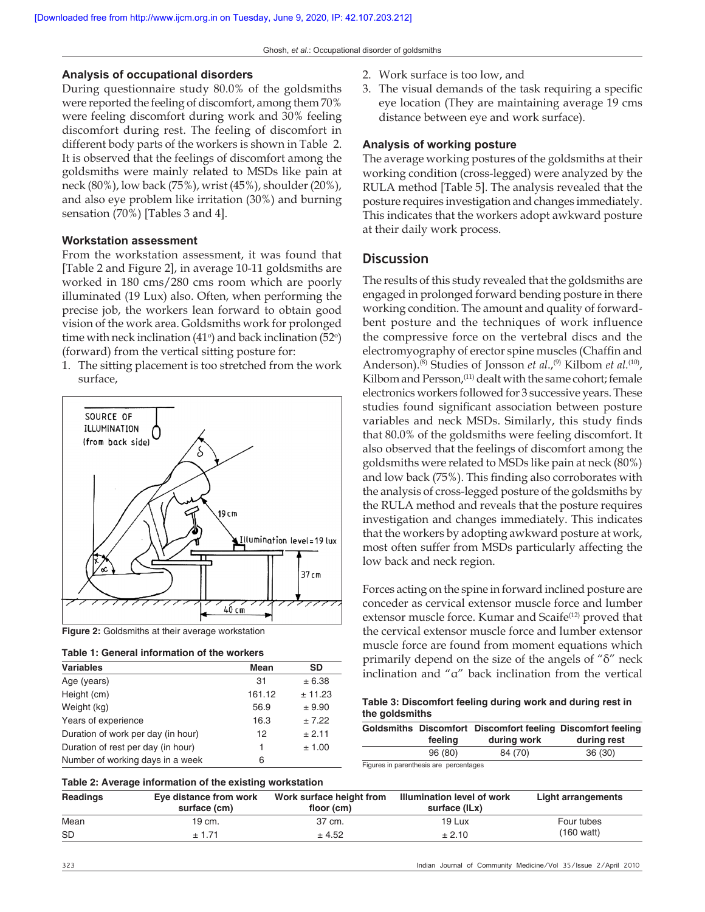### Analysis of occupational disorders

During questionnaire study 80.0% of the goldsmiths were reported the feeling of discomfort, among them 70% were feeling discomfort during work and 30% feeling discomfort during rest. The feeling of discomfort in different body parts of the workers is shown in Table 2. It is observed that the feelings of discomfort among the goldsmiths were mainly related to MSDs like pain at neck (80%), low back (75%), wrist (45%), shoulder (20%), and also eye problem like irritation (30%) and burning sensation (70%) [Tables 3 and 4].

### Workstation assessment

From the workstation assessment, it was found that [Table 2 and Figure 2], in average 10-11 goldsmiths are worked in 180 cms/280 cms room which are poorly illuminated (19 Lux) also. Often, when performing the precise job, the workers lean forward to obtain good vision of the work area. Goldsmiths work for prolonged time with neck inclination (41°) and back inclination (52°) (forward) from the vertical sitting posture for:

1. The sitting placement is too stretched from the work surface,
2. Work surface is too low, and
3. The visual demands of the task requiring a specific eye location (They are maintaining average 19 cms distance between eye and work surface).

Figure 2: Goldsmiths at their average workstation

**Table 1: General information of the workers**

| Variables | Mean | SD |
|---|---|---|
| Age (years) | 31 | ± 6.38 |
| Height (cm) | 161.12 | ± 11.23 |
| Weight (kg) | 56.9 | ± 9.90 |
| Years of experience | 16.3 | ± 7.22 |
| Duration of work per day (in hour) | 12 | ± 2.11 |
| Duration of rest per day (in hour) | 1 | ± 1.00 |
| Number of working days in a week | 6 | |

**Table 2: Average information of the existing workstation**

| Readings | Eye distance from work surface (cm) | Work surface height from floor (cm) | Illumination level of work surface (ILx) | Light arrangements |
|---|---|---|---|---|
| Mean | 19 cm. | 37 cm. | 19 Lux | Four tubes (160 watt) |
| SD | ± 1.71 | ± 4.52 | ± 2.10 | |

### Analysis of working posture

The average working postures of the goldsmiths at their working condition (cross-legged) were analyzed by the RULA method [Table 5]. The analysis revealed that the posture requires investigation and changes immediately. This indicates that the workers adopt awkward posture at their daily work process.

## Discussion

The results of this study revealed that the goldsmiths are engaged in prolonged forward bending posture in there working condition. The amount and quality of forward-bent posture and the techniques of work influence the compressive force on the vertebral discs and the electromyography of erector spine muscles (Chaffin and Anderson).[8] Studies of Jonsson *et al.*,[9] Kilbom *et al.*[10], Kilbom and Persson,[11] dealt with the same cohort; female electronics workers followed for 3 successive years. These studies found significant association between posture variables and neck MSDs. Similarly, this study finds that 80.0% of the goldsmiths were feeling discomfort. It also observed that the feelings of discomfort among the goldsmiths were related to MSDs like pain at neck (80%) and low back (75%). This finding also corroborates with the analysis of cross-legged posture of the goldsmiths by the RULA method and reveals that the posture requires investigation and changes immediately. This indicates that the workers by adopting awkward posture at work, most often suffer from MSDs particularly affecting the low back and neck region.

Forces acting on the spine in forward inclined posture are conceder as cervical extensor muscle force and lumber extensor muscle force. Kumar and Scaife[12] proved that the cervical extensor muscle force and lumber extensor muscle force are found from moment equations which primarily depend on the size of the angels of "δ" neck inclination and "α" back inclination from the vertical

**Table 3: Discomfort feeling during work and during rest in the goldsmiths**

| Goldsmiths | Discomfort feeling | Discomfort feeling during work | Discomfort feeling during rest |
|---|---|---|---|
| | 96 (80) | 84 (70) | 36 (30) |

Figures in parenthesis are percentages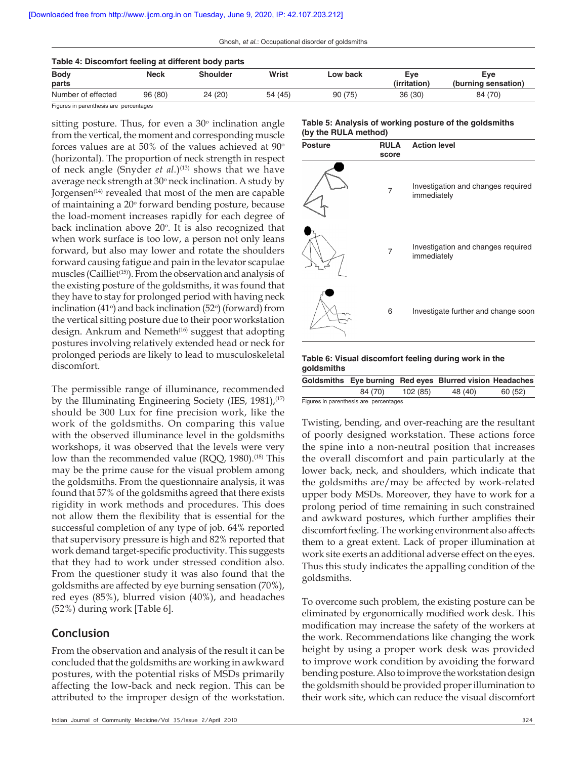**Table 4: Discomfort feeling at different body parts**

| Body parts | Neck | Shoulder | Wrist | Low back | Eye (irritation) | Eye (burning sensation) |
|---|---|---|---|---|---|---|
| Number of effected | 96 (80) | 24 (20) | 54 (45) | 90 (75) | 36 (30) | 84 (70) |

Figures in parenthesis are percentages

sitting posture. Thus, for even a 30° inclination angle from the vertical, the moment and corresponding muscle forces values are at 50% of the values achieved at 90° (horizontal). The proportion of neck strength in respect of neck angle (Snyder *et al.*)[13] shows that we have average neck strength at 30° neck inclination. A study by Jorgensen[14] revealed that most of the men are capable of maintaining a 20° forward bending posture, because the load-moment increases rapidly for each degree of back inclination above 20°. It is also recognized that when work surface is too low, a person not only leans forward, but also may lower and rotate the shoulders forward causing fatigue and pain in the levator scapulae muscles (Cailliet[15]). From the observation and analysis of the existing posture of the goldsmiths, it was found that they have to stay for prolonged period with having neck inclination (41°) and back inclination (52°) (forward) from the vertical sitting posture due to their poor workstation design. Ankrum and Nemeth[16] suggest that adopting postures involving relatively extended head or neck for prolonged periods are likely to lead to musculoskeletal discomfort.

The permissible range of illuminance, recommended by the Illuminating Engineering Society (IES, 1981),[17] should be 300 Lux for fine precision work, like the work of the goldsmiths. On comparing this value with the observed illuminance level in the goldsmiths workshops, it was observed that the levels were very low than the recommended value (RQQ, 1980).[18] This may be the prime cause for the visual problem among the goldsmiths. From the questionnaire analysis, it was found that 57% of the goldsmiths agreed that there exists rigidity in work methods and procedures. This does not allow them the flexibility that is essential for the successful completion of any type of job. 64% reported that supervisory pressure is high and 82% reported that work demand target-specific productivity. This suggests that they had to work under stressed condition also. From the questioner study it was also found that the goldsmiths are affected by eye burning sensation (70%), red eyes (85%), blurred vision (40%), and headaches (52%) during work [Table 6].

**Table 5: Analysis of working posture of the goldsmiths (by the RULA method)**

| Posture | RULA score | Action level |
|---|---|---|
| | 7 | Investigation and changes required immediately |
| | 7 | Investigation and changes required immediately |
| | 6 | Investigate further and change soon |

**Table 6: Visual discomfort feeling during work in the goldsmiths**

| Goldsmiths | Eye burning | Red eyes | Blurred vision | Headaches |
|---|---|---|---|---|
| | 84 (70) | 102 (85) | 48 (40) | 60 (52) |

Figures in parenthesis are percentages

Twisting, bending, and over-reaching are the resultant of poorly designed workstation. These actions force the spine into a non-neutral position that increases the overall discomfort and pain particularly at the lower back, neck, and shoulders, which indicate that the goldsmiths are/may be affected by work-related upper body MSDs. Moreover, they have to work for a prolong period of time remaining in such constrained and awkward postures, which further amplifies their discomfort feeling. The working environment also affects them to a great extent. Lack of proper illumination at work site exerts an additional adverse effect on the eyes. Thus this study indicates the appalling condition of the goldsmiths.

## Conclusion

From the observation and analysis of the result it can be concluded that the goldsmiths are working in awkward postures, with the potential risks of MSDs primarily affecting the low-back and neck region. This can be attributed to the improper design of the workstation.

To overcome such problem, the existing posture can be eliminated by ergonomically modified work desk. This modification may increase the safety of the workers at the work. Recommendations like changing the work height by using a proper work desk was provided to improve work condition by avoiding the forward bending posture. Also to improve the workstation design the goldsmith should be provided proper illumination to their work site, which can reduce the visual discomfort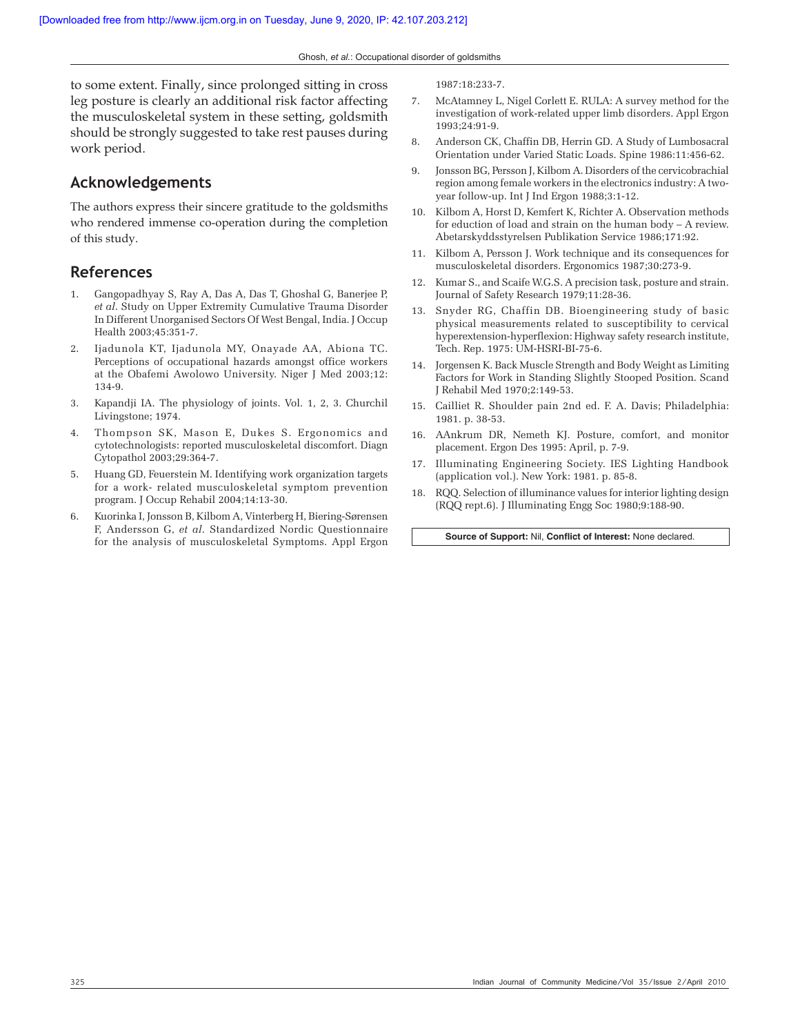to some extent. Finally, since prolonged sitting in cross leg posture is clearly an additional risk factor affecting the musculoskeletal system in these setting, goldsmith should be strongly suggested to take rest pauses during work period.

## Acknowledgements

The authors express their sincere gratitude to the goldsmiths who rendered immense co-operation during the completion of this study.

## References

1. Gangopadhyay S, Ray A, Das A, Das T, Ghoshal G, Banerjee P, *et al*. Study on Upper Extremity Cumulative Trauma Disorder In Different Unorganised Sectors Of West Bengal, India. J Occup Health 2003;45:351-7.
2. Ijadunola KT, Ijadunola MY, Onayade AA, Abiona TC. Perceptions of occupational hazards amongst office workers at the Obafemi Awolowo University. Niger J Med 2003;12: 134-9.
3. Kapandji IA. The physiology of joints. Vol. 1, 2, 3. Churchil Livingstone; 1974.
4. Thompson SK, Mason E, Dukes S. Ergonomics and cytotechnologists: reported musculoskeletal discomfort. Diagn Cytopathol 2003;29:364-7.
5. Huang GD, Feuerstein M. Identifying work organization targets for a work- related musculoskeletal symptom prevention program. J Occup Rehabil 2004;14:13-30.
6. Kuorinka I, Jonsson B, Kilbom A, Vinterberg H, Biering-Sørensen F, Andersson G, *et al*. Standardized Nordic Questionnaire for the analysis of musculoskeletal Symptoms. Appl Ergon 1987:18:233-7.
7. McAtamney L, Nigel Corlett E. RULA: A survey method for the investigation of work-related upper limb disorders. Appl Ergon 1993;24:91-9.
8. Anderson CK, Chaffin DB, Herrin GD. A Study of Lumbosacral Orientation under Varied Static Loads. Spine 1986:11:456-62.
9. Jonsson BG, Persson J, Kilbom A. Disorders of the cervicobrachial region among female workers in the electronics industry: A two-year follow-up. Int J Ind Ergon 1988;3:1-12.
10. Kilbom A, Horst D, Kemfert K, Richter A. Observation methods for eduction of load and strain on the human body – A review. Abetarskyddsstyrelsen Publikation Service 1986;171:92.
11. Kilbom A, Persson J. Work technique and its consequences for musculoskeletal disorders. Ergonomics 1987;30:273-9.
12. Kumar S., and Scaife W.G.S. A precision task, posture and strain. Journal of Safety Research 1979;11:28-36.
13. Snyder RG, Chaffin DB. Bioengineering study of basic physical measurements related to susceptibility to cervical hyperextension-hyperflexion: Highway safety research institute, Tech. Rep. 1975: UM-HSRI-BI-75-6.
14. Jorgensen K. Back Muscle Strength and Body Weight as Limiting Factors for Work in Standing Slightly Stooped Position. Scand J Rehabil Med 1970;2:149-53.
15. Cailliet R. Shoulder pain 2nd ed. F. A. Davis; Philadelphia: 1981. p. 38-53.
16. AAnkrum DR, Nemeth KJ. Posture, comfort, and monitor placement. Ergon Des 1995: April, p. 7-9.
17. Illuminating Engineering Society. IES Lighting Handbook (application vol.). New York: 1981. p. 85-8.
18. RQQ. Selection of illuminance values for interior lighting design (RQQ rept.6). J Illuminating Engg Soc 1980;9:188-90.

**Source of Support:** Nil, **Conflict of Interest:** None declared.